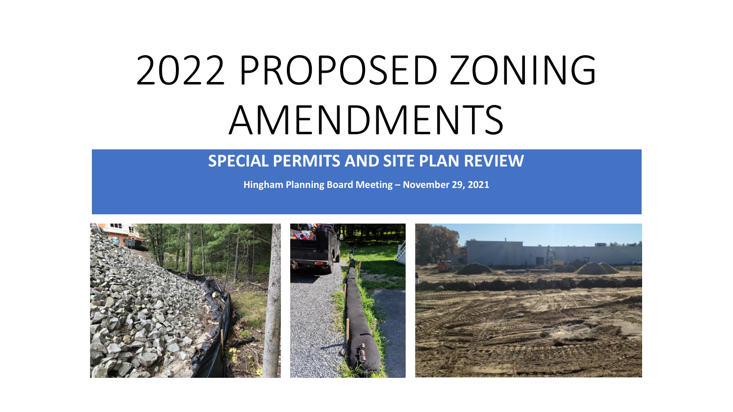# 2022 PROPOSED ZONING AMENDMENTS

## SPECIAL PERMITS AND SITE PLAN REVIEW

**Hingham Planning Board Meeting – November 29, 2021**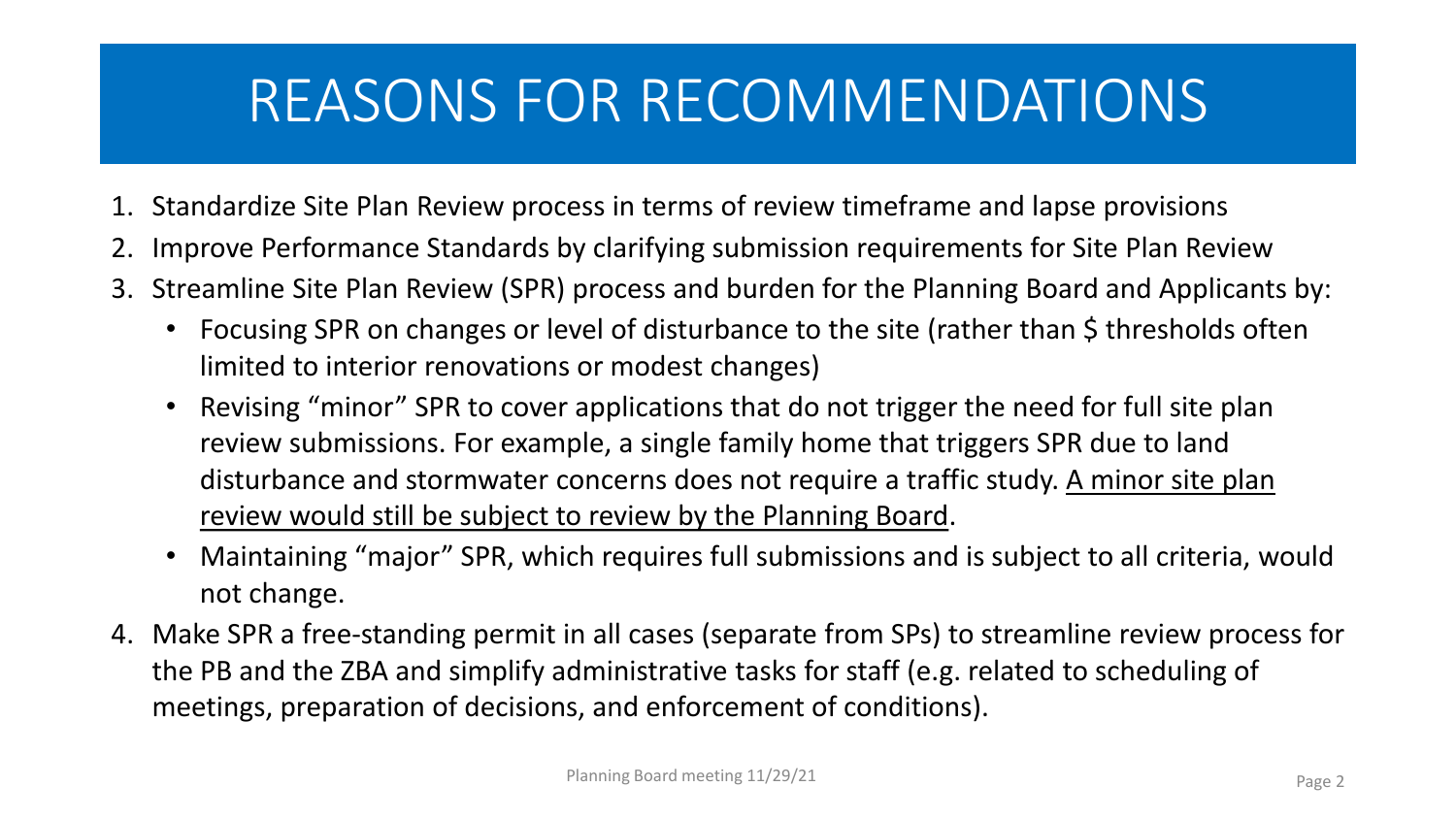# REASONS FOR RECOMMENDATIONS

1. Standardize Site Plan Review process in terms of review timeframe and lapse provisions
2. Improve Performance Standards by clarifying submission requirements for Site Plan Review
3. Streamline Site Plan Review (SPR) process and burden for the Planning Board and Applicants by:
   - Focusing SPR on changes or level of disturbance to the site (rather than $ thresholds often limited to interior renovations or modest changes)
   - Revising "minor" SPR to cover applications that do not trigger the need for full site plan review submissions. For example, a single family home that triggers SPR due to land disturbance and stormwater concerns does not require a traffic study. <u>A minor site plan review would still be subject to review by the Planning Board</u>.
   - Maintaining "major" SPR, which requires full submissions and is subject to all criteria, would not change.
4. Make SPR a free-standing permit in all cases (separate from SPs) to streamline review process for the PB and the ZBA and simplify administrative tasks for staff (e.g. related to scheduling of meetings, preparation of decisions, and enforcement of conditions).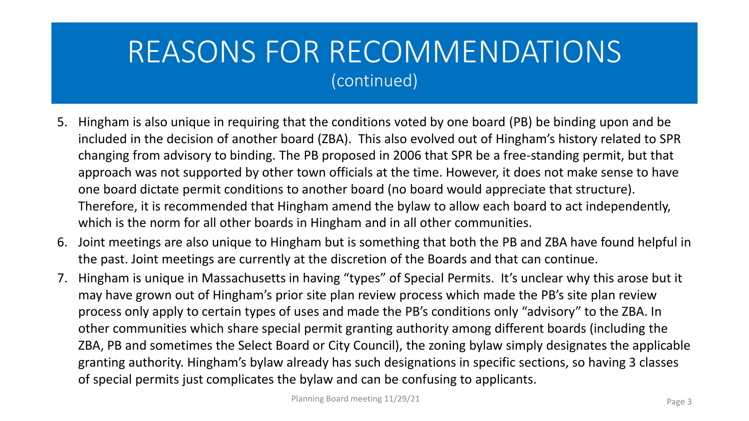# REASONS FOR RECOMMENDATIONS
(continued)

5. Hingham is also unique in requiring that the conditions voted by one board (PB) be binding upon and be included in the decision of another board (ZBA). This also evolved out of Hingham's history related to SPR changing from advisory to binding. The PB proposed in 2006 that SPR be a free-standing permit, but that approach was not supported by other town officials at the time. However, it does not make sense to have one board dictate permit conditions to another board (no board would appreciate that structure). Therefore, it is recommended that Hingham amend the bylaw to allow each board to act independently, which is the norm for all other boards in Hingham and in all other communities.
6. Joint meetings are also unique to Hingham but is something that both the PB and ZBA have found helpful in the past. Joint meetings are currently at the discretion of the Boards and that can continue.
7. Hingham is unique in Massachusetts in having "types" of Special Permits. It's unclear why this arose but it may have grown out of Hingham's prior site plan review process which made the PB's site plan review process only apply to certain types of uses and made the PB's conditions only "advisory" to the ZBA. In other communities which share special permit granting authority among different boards (including the ZBA, PB and sometimes the Select Board or City Council), the zoning bylaw simply designates the applicable granting authority. Hingham's bylaw already has such designations in specific sections, so having 3 classes of special permits just complicates the bylaw and can be confusing to applicants.

Planning Board meeting 11/29/21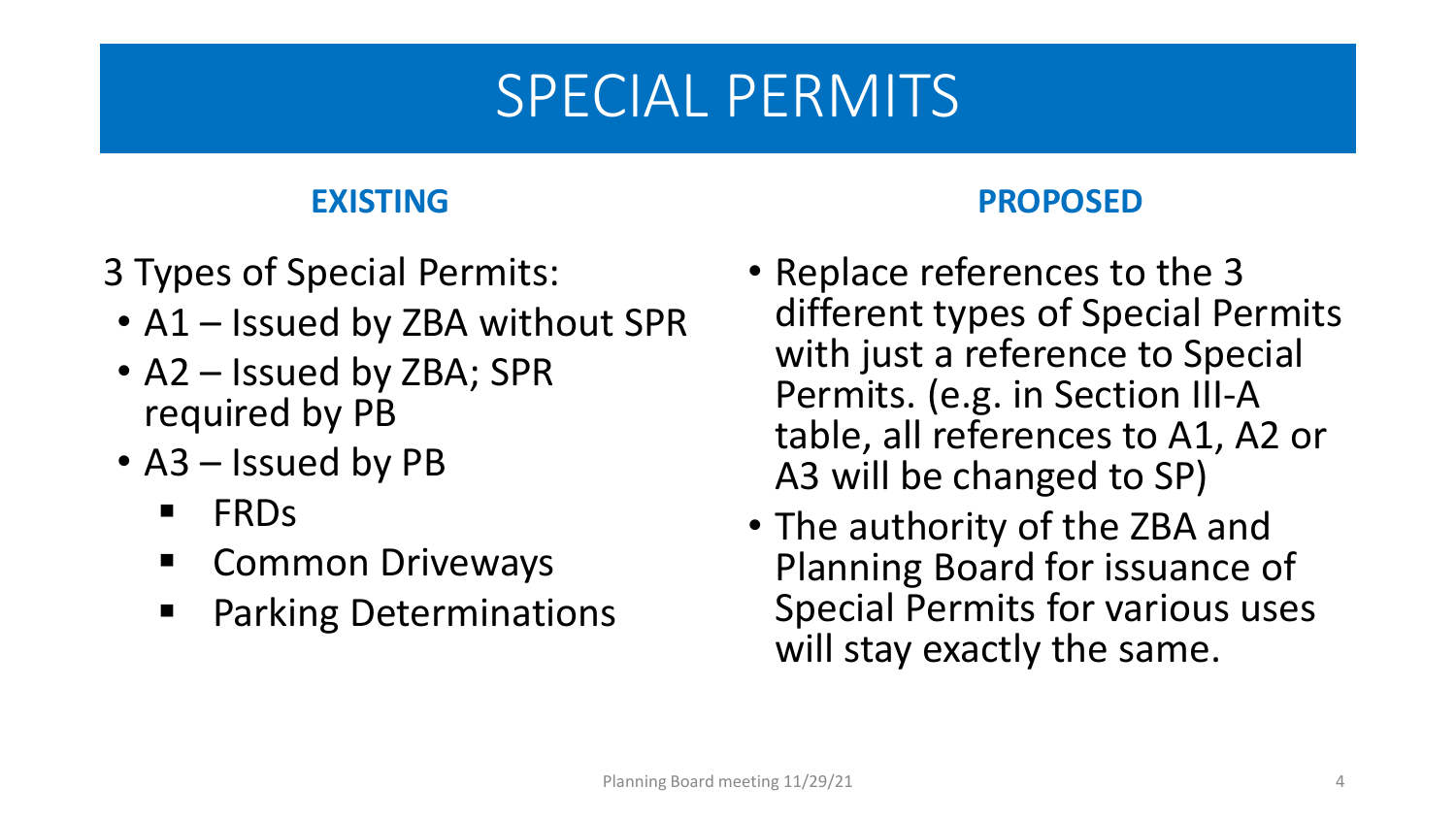# SPECIAL PERMITS

## EXISTING

3 Types of Special Permits:

- A1 – Issued by ZBA without SPR
- A2 – Issued by ZBA; SPR required by PB
- A3 – Issued by PB
  - FRDs
  - Common Driveways
  - Parking Determinations

## PROPOSED

- Replace references to the 3 different types of Special Permits with just a reference to Special Permits. (e.g. in Section III-A table, all references to A1, A2 or A3 will be changed to SP)
- The authority of the ZBA and Planning Board for issuance of Special Permits for various uses will stay exactly the same.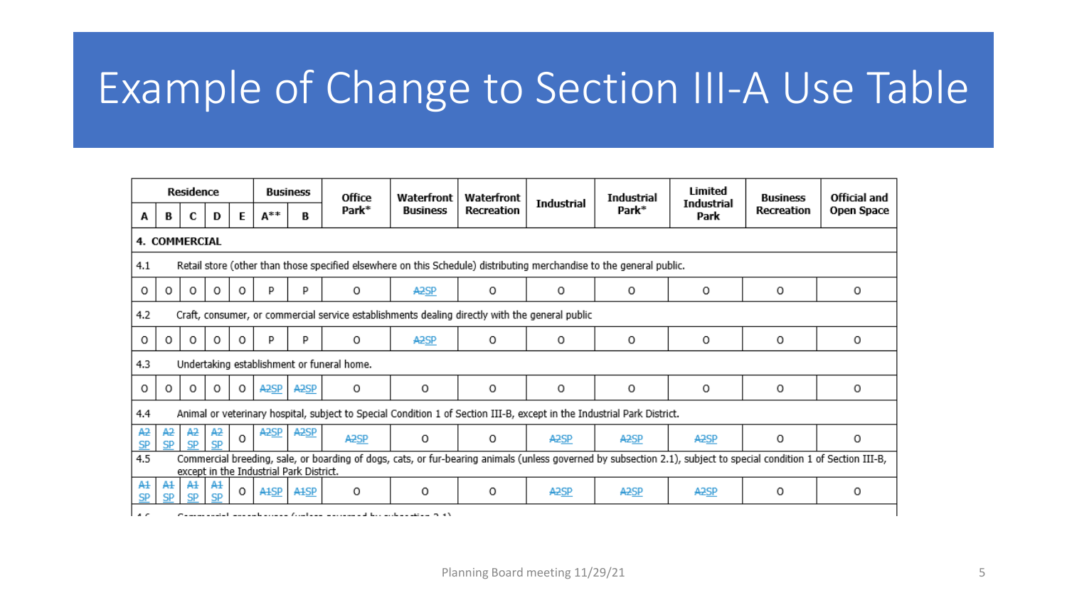# Example of Change to Section III-A Use Table

| Residence | | | | | Business | | Office Park* | Waterfront Business | Waterfront Recreation | Industrial | Industrial Park* | Limited Industrial Park | Business Recreation | Official and Open Space |
|---|---|---|---|---|---|---|---|---|---|---|---|---|---|---|
| A | B | C | D | E | A** | B | | | | | | | | |
| **4. COMMERCIAL** | | | | | | | | | | | | | | |
| 4.1 Retail store (other than those specified elsewhere on this Schedule) distributing merchandise to the general public. | | | | | | | | | | | | | | |
| O | O | O | O | O | P | P | O | ~~A2~~SP | O | O | O | O | O | O |
| 4.2 Craft, consumer, or commercial service establishments dealing directly with the general public | | | | | | | | | | | | | | |
| O | O | O | O | O | P | P | O | ~~A2~~SP | O | O | O | O | O | O |
| 4.3 Undertaking establishment or funeral home. | | | | | | | | | | | | | | |
| O | O | O | O | O | ~~A2~~SP | ~~A2~~SP | O | O | O | O | O | O | O | O |
| 4.4 Animal or veterinary hospital, subject to Special Condition 1 of Section III-B, except in the Industrial Park District. | | | | | | | | | | | | | | |
| ~~A2~~ SP | ~~A2~~ SP | ~~A2~~ SP | ~~A2~~ SP | O | ~~A2~~SP | ~~A2~~SP | ~~A2~~SP | O | O | ~~A2~~SP | ~~A2~~SP | ~~A2~~SP | O | O |
| 4.5 Commercial breeding, sale, or boarding of dogs, cats, or fur-bearing animals (unless governed by subsection 2.1), subject to special condition 1 of Section III-B, except in the Industrial Park District. | | | | | | | | | | | | | | |
| ~~A1~~ SP | ~~A1~~ SP | ~~A1~~ SP | ~~A1~~ SP | O | ~~A1~~SP | ~~A1~~SP | O | O | O | ~~A2~~SP | ~~A2~~SP | ~~A2~~SP | O | O |
| 4.6 Commercial greenhouses (unless governed by subsection 2.1) | | | | | | | | | | | | | | |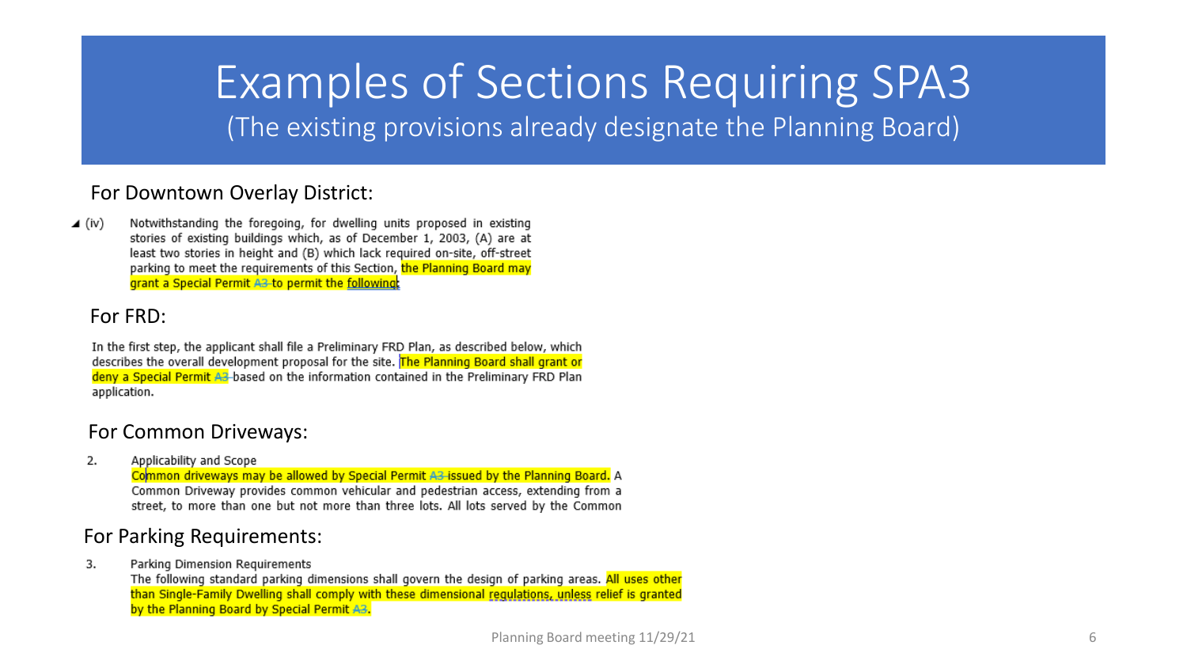# Examples of Sections Requiring SPA3

(The existing provisions already designate the Planning Board)

## For Downtown Overlay District:

(iv) Notwithstanding the foregoing, for dwelling units proposed in existing stories of existing buildings which, as of December 1, 2003, (A) are at least two stories in height and (B) which lack required on-site, off-street parking to meet the requirements of this Section, the Planning Board may grant a Special Permit ~~A3~~ to permit the following:

## For FRD:

In the first step, the applicant shall file a Preliminary FRD Plan, as described below, which describes the overall development proposal for the site. The Planning Board shall grant or deny a Special Permit ~~A3~~ based on the information contained in the Preliminary FRD Plan application.

## For Common Driveways:

2. Applicability and Scope

   Common driveways may be allowed by Special Permit ~~A3~~ issued by the Planning Board. A Common Driveway provides common vehicular and pedestrian access, extending from a street, to more than one but not more than three lots. All lots served by the Common

## For Parking Requirements:

3. Parking Dimension Requirements

   The following standard parking dimensions shall govern the design of parking areas. All uses other than Single-Family Dwelling shall comply with these dimensional regulations, unless relief is granted by the Planning Board by Special Permit ~~A3~~.

Planning Board meeting 11/29/21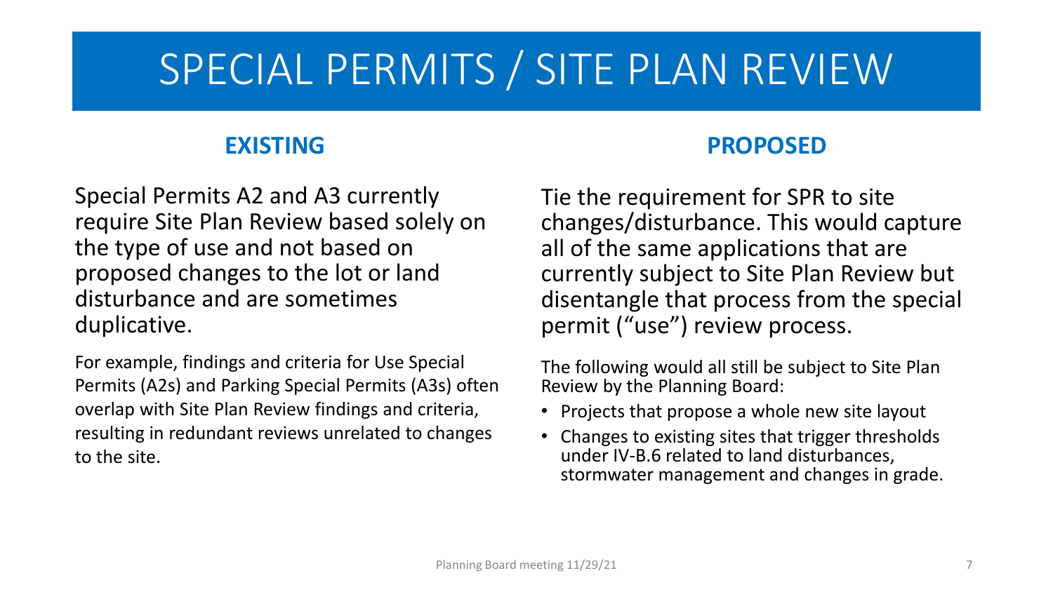# SPECIAL PERMITS / SITE PLAN REVIEW

## EXISTING

Special Permits A2 and A3 currently require Site Plan Review based solely on the type of use and not based on proposed changes to the lot or land disturbance and are sometimes duplicative.

For example, findings and criteria for Use Special Permits (A2s) and Parking Special Permits (A3s) often overlap with Site Plan Review findings and criteria, resulting in redundant reviews unrelated to changes to the site.

## PROPOSED

Tie the requirement for SPR to site changes/disturbance. This would capture all of the same applications that are currently subject to Site Plan Review but disentangle that process from the special permit ("use") review process.

The following would all still be subject to Site Plan Review by the Planning Board:

- Projects that propose a whole new site layout
- Changes to existing sites that trigger thresholds under IV-B.6 related to land disturbances, stormwater management and changes in grade.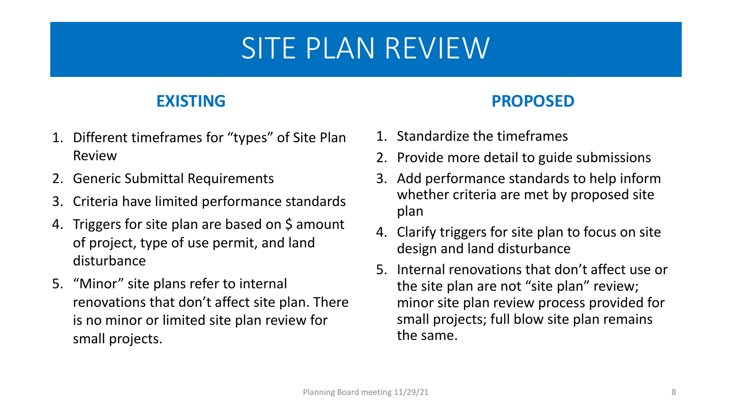# SITE PLAN REVIEW

## EXISTING

1. Different timeframes for "types" of Site Plan Review
2. Generic Submittal Requirements
3. Criteria have limited performance standards
4. Triggers for site plan are based on $ amount of project, type of use permit, and land disturbance
5. "Minor" site plans refer to internal renovations that don't affect site plan. There is no minor or limited site plan review for small projects.

## PROPOSED

1. Standardize the timeframes
2. Provide more detail to guide submissions
3. Add performance standards to help inform whether criteria are met by proposed site plan
4. Clarify triggers for site plan to focus on site design and land disturbance
5. Internal renovations that don't affect use or the site plan are not "site plan" review; minor site plan review process provided for small projects; full blow site plan remains the same.

Planning Board meeting 11/29/21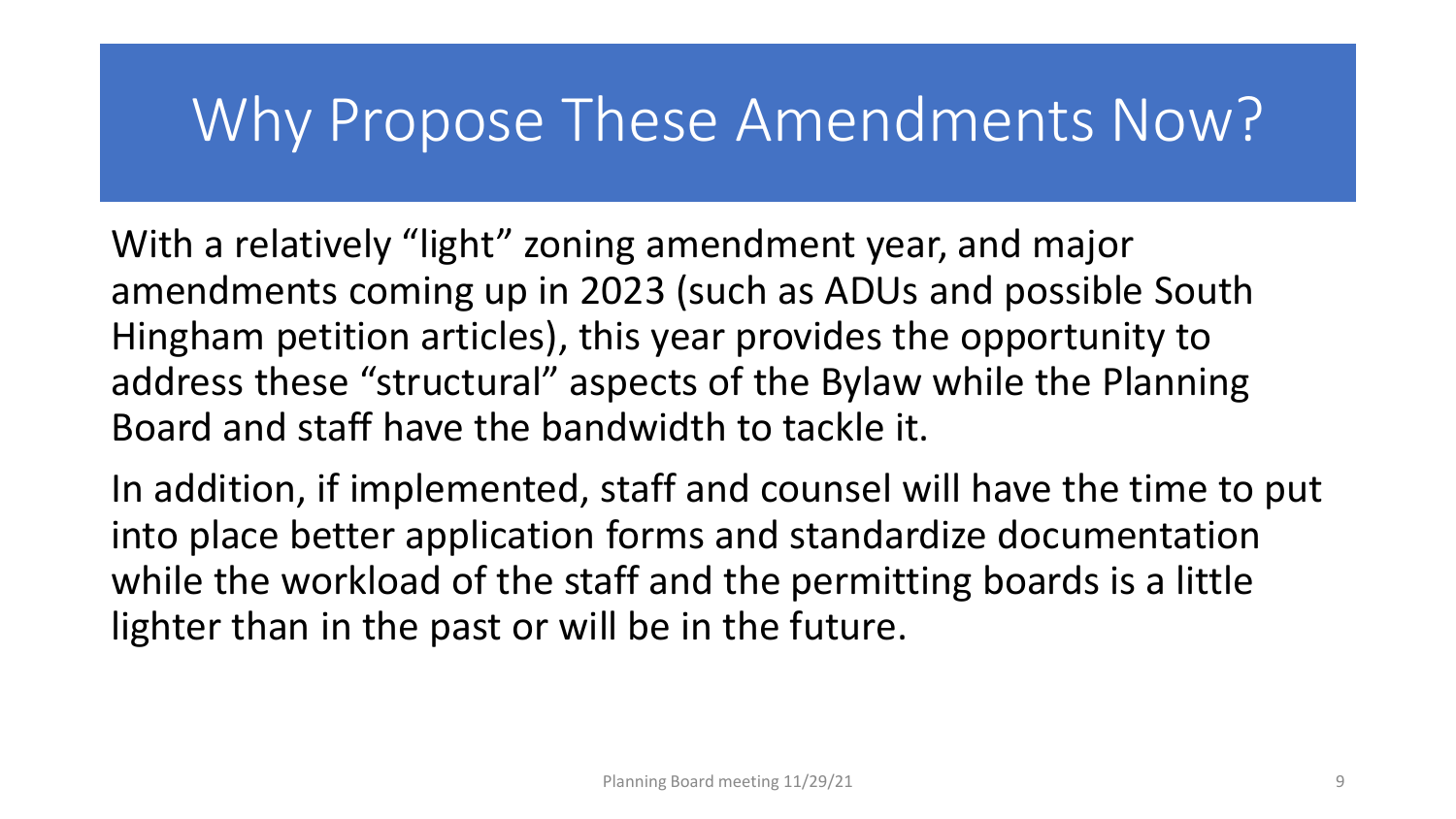# Why Propose These Amendments Now?

With a relatively "light" zoning amendment year, and major amendments coming up in 2023 (such as ADUs and possible South Hingham petition articles), this year provides the opportunity to address these "structural" aspects of the Bylaw while the Planning Board and staff have the bandwidth to tackle it.

In addition, if implemented, staff and counsel will have the time to put into place better application forms and standardize documentation while the workload of the staff and the permitting boards is a little lighter than in the past or will be in the future.